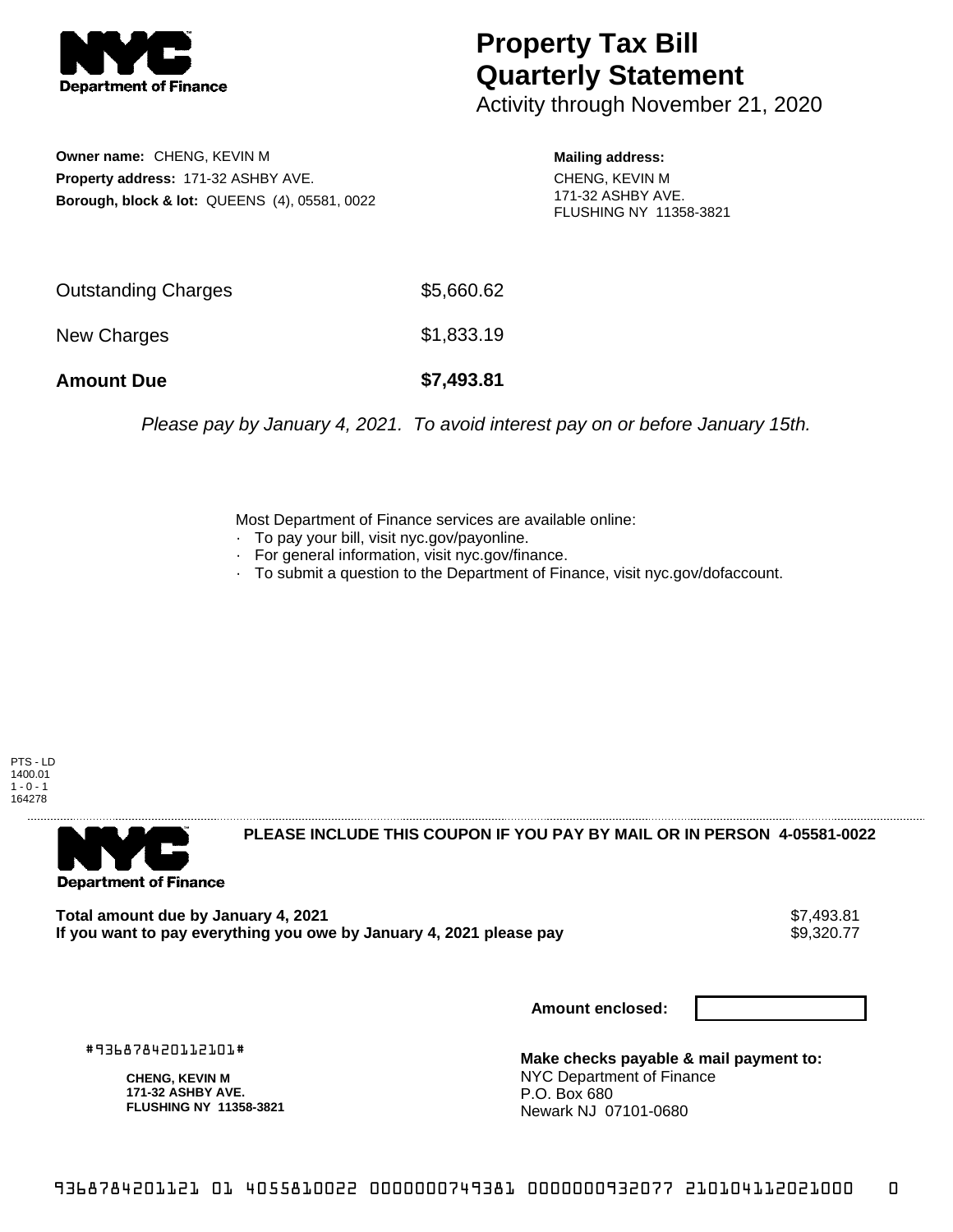**Department of Finance**

# Property Tax Bill Quarterly Statement

Activity through November 21, 2020

**Owner name:** CHENG, KEVIN M
**Property address:** 171-32 ASHBY AVE.
**Borough, block & lot:** QUEENS (4), 05581, 0022

**Mailing address:**
CHENG, KEVIN M
171-32 ASHBY AVE.
FLUSHING NY 11358-3821

| | |
|---|---|
| Outstanding Charges | $5,660.62 |
| New Charges | $1,833.19 |
| **Amount Due** | **$7,493.81** |

*Please pay by January 4, 2021. To avoid interest pay on or before January 15th.*

Most Department of Finance services are available online:

- To pay your bill, visit nyc.gov/payonline.
- For general information, visit nyc.gov/finance.
- To submit a question to the Department of Finance, visit nyc.gov/dofaccount.

PTS - LD
1400.01
1 - 0 - 1
164278

---

**Department of Finance**

**PLEASE INCLUDE THIS COUPON IF YOU PAY BY MAIL OR IN PERSON 4-05581-0022**

| | |
|---|---|
| **Total amount due by January 4, 2021** | $7,493.81 |
| **If you want to pay everything you owe by January 4, 2021 please pay** | $9,320.77 |

**Amount enclosed:**

#936878420112101#

**CHENG, KEVIN M**
**171-32 ASHBY AVE.**
**FLUSHING NY 11358-3821**

**Make checks payable & mail payment to:**
NYC Department of Finance
P.O. Box 680
Newark NJ 07101-0680

9368784201121 01 4055810022 0000000749381 0000000932077 210104112021000 0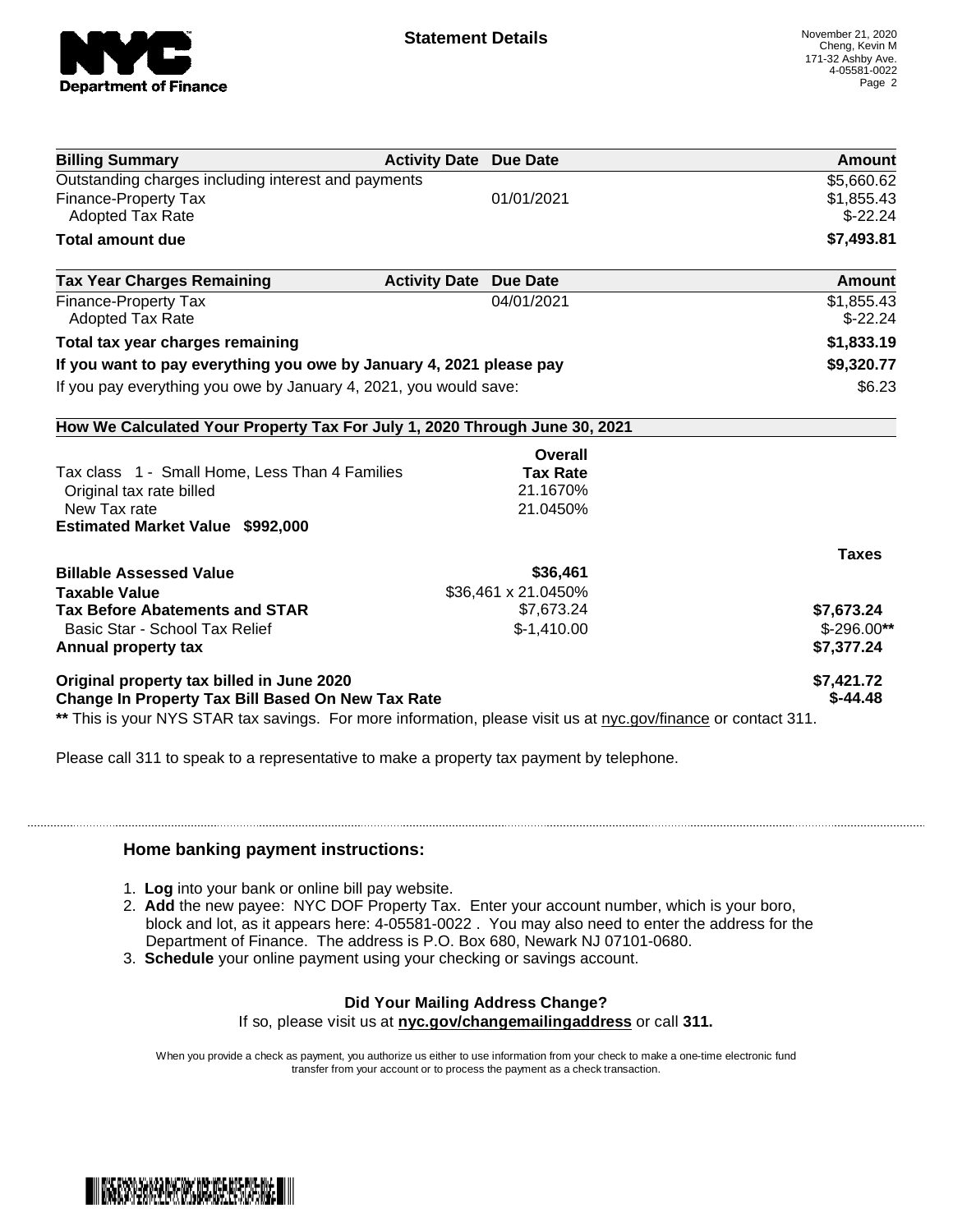# Statement Details

November 21, 2020
Cheng, Kevin M
171-32 Ashby Ave.
4-05581-0022

| Billing Summary | Activity Date | Due Date | Amount |
|---|---|---|---|
| Outstanding charges including interest and payments | | | $5,660.62 |
| Finance-Property Tax | | 01/01/2021 | $1,855.43 |
| Adopted Tax Rate | | | $-22.24 |
| **Total amount due** | | | **$7,493.81** |

| Tax Year Charges Remaining | Activity Date | Due Date | Amount |
|---|---|---|---|
| Finance-Property Tax | | 04/01/2021 | $1,855.43 |
| Adopted Tax Rate | | | $-22.24 |
| **Total tax year charges remaining** | | | **$1,833.19** |
| **If you want to pay everything you owe by January 4, 2021 please pay** | | | **$9,320.77** |
| If you pay everything you owe by January 4, 2021, you would save: | | | $6.23 |

**How We Calculated Your Property Tax For July 1, 2020 Through June 30, 2021**

| | Overall Tax Rate | |
|---|---|---|
| Tax class 1 - Small Home, Less Than 4 Families | | |
| Original tax rate billed | 21.1670% | |
| New Tax rate | 21.0450% | |
| **Estimated Market Value $992,000** | | |
| | | **Taxes** |
| **Billable Assessed Value** | **$36,461** | |
| **Taxable Value** | $36,461 x 21.0450% | |
| **Tax Before Abatements and STAR** | $7,673.24 | **$7,673.24** |
| Basic Star - School Tax Relief | $-1,410.00 | $-296.00** |
| **Annual property tax** | | **$7,377.24** |
| **Original property tax billed in June 2020** | | **$7,421.72** |
| **Change In Property Tax Bill Based On New Tax Rate** | | **$-44.48** |

** This is your NYS STAR tax savings. For more information, please visit us at nyc.gov/finance or contact 311.

Please call 311 to speak to a representative to make a property tax payment by telephone.

## Home banking payment instructions:

1. **Log** into your bank or online bill pay website.
2. **Add** the new payee: NYC DOF Property Tax. Enter your account number, which is your boro, block and lot, as it appears here: 4-05581-0022 . You may also need to enter the address for the Department of Finance. The address is P.O. Box 680, Newark NJ 07101-0680.
3. **Schedule** your online payment using your checking or savings account.

**Did Your Mailing Address Change?**
If so, please visit us at **nyc.gov/changemailingaddress** or call **311.**

When you provide a check as payment, you authorize us either to use information from your check to make a one-time electronic fund transfer from your account or to process the payment as a check transaction.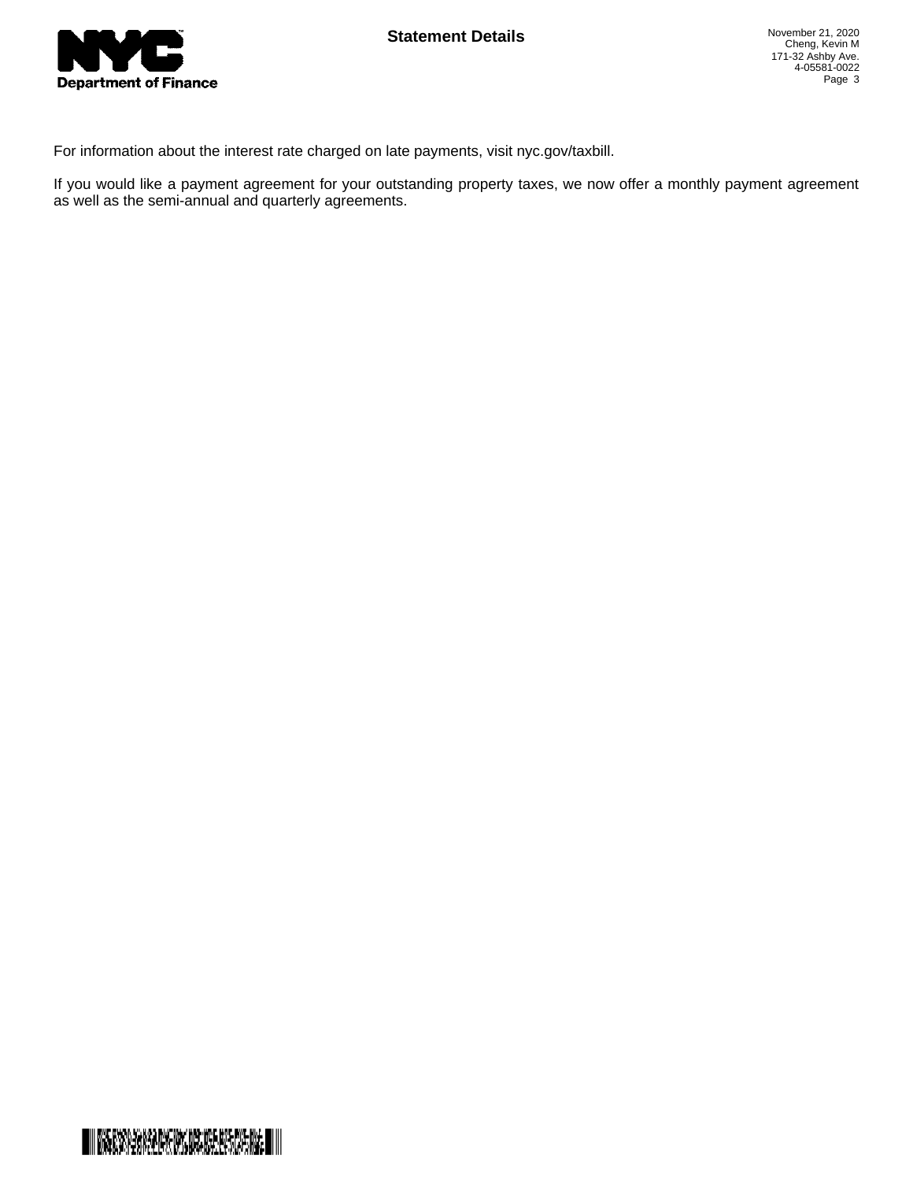For information about the interest rate charged on late payments, visit nyc.gov/taxbill.

If you would like a payment agreement for your outstanding property taxes, we now offer a monthly payment agreement as well as the semi-annual and quarterly agreements.